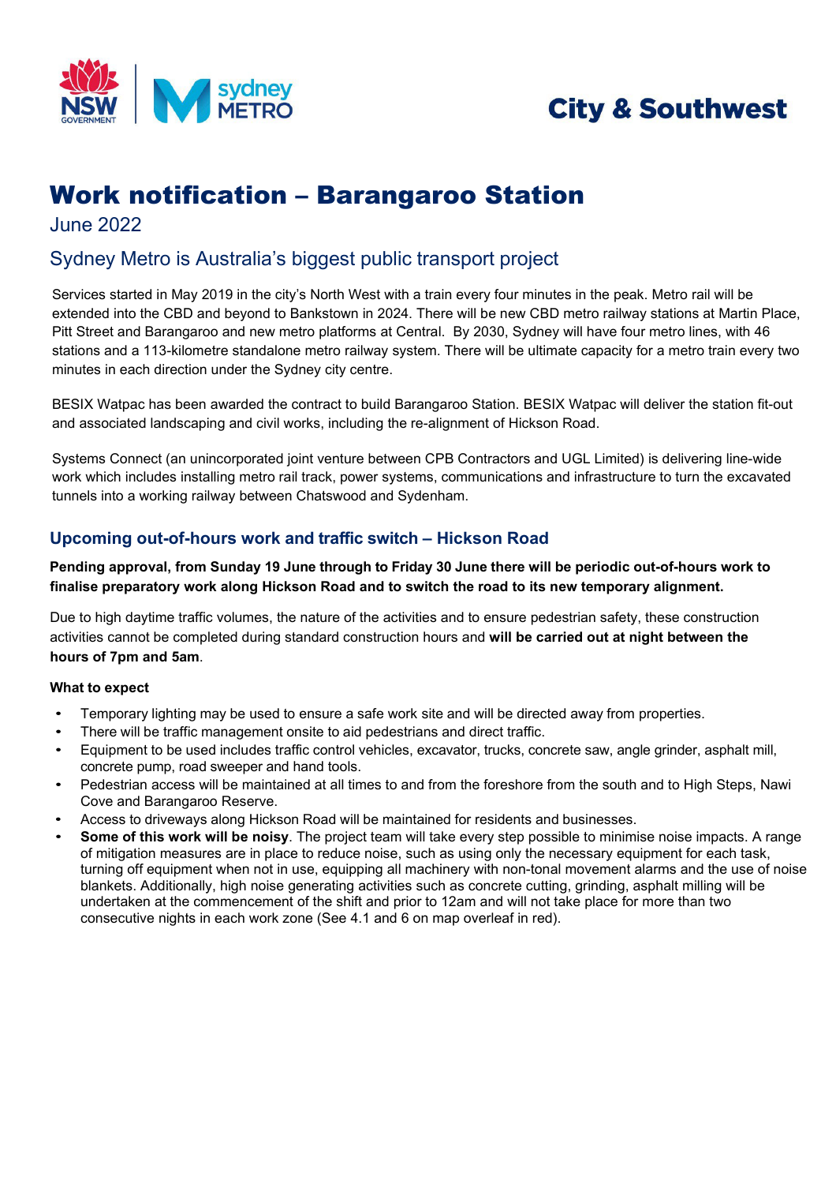City & Southwest

# Work notification – Barangaroo Station

June 2022

## Sydney Metro is Australia's biggest public transport project

Services started in May 2019 in the city's North West with a train every four minutes in the peak. Metro rail will be extended into the CBD and beyond to Bankstown in 2024. There will be new CBD metro railway stations at Martin Place, Pitt Street and Barangaroo and new metro platforms at Central. By 2030, Sydney will have four metro lines, with 46 stations and a 113-kilometre standalone metro railway system. There will be ultimate capacity for a metro train every two minutes in each direction under the Sydney city centre.

BESIX Watpac has been awarded the contract to build Barangaroo Station. BESIX Watpac will deliver the station fit-out and associated landscaping and civil works, including the re-alignment of Hickson Road.

Systems Connect (an unincorporated joint venture between CPB Contractors and UGL Limited) is delivering line-wide work which includes installing metro rail track, power systems, communications and infrastructure to turn the excavated tunnels into a working railway between Chatswood and Sydenham.

### Upcoming out-of-hours work and traffic switch – Hickson Road

**Pending approval, from Sunday 19 June through to Friday 30 June there will be periodic out-of-hours work to finalise preparatory work along Hickson Road and to switch the road to its new temporary alignment.**

Due to high daytime traffic volumes, the nature of the activities and to ensure pedestrian safety, these construction activities cannot be completed during standard construction hours and **will be carried out at night between the hours of 7pm and 5am**.

**What to expect**

- Temporary lighting may be used to ensure a safe work site and will be directed away from properties.
- There will be traffic management onsite to aid pedestrians and direct traffic.
- Equipment to be used includes traffic control vehicles, excavator, trucks, concrete saw, angle grinder, asphalt mill, concrete pump, road sweeper and hand tools.
- Pedestrian access will be maintained at all times to and from the foreshore from the south and to High Steps, Nawi Cove and Barangaroo Reserve.
- Access to driveways along Hickson Road will be maintained for residents and businesses.
- **Some of this work will be noisy**. The project team will take every step possible to minimise noise impacts. A range of mitigation measures are in place to reduce noise, such as using only the necessary equipment for each task, turning off equipment when not in use, equipping all machinery with non-tonal movement alarms and the use of noise blankets. Additionally, high noise generating activities such as concrete cutting, grinding, asphalt milling will be undertaken at the commencement of the shift and prior to 12am and will not take place for more than two consecutive nights in each work zone (See 4.1 and 6 on map overleaf in red).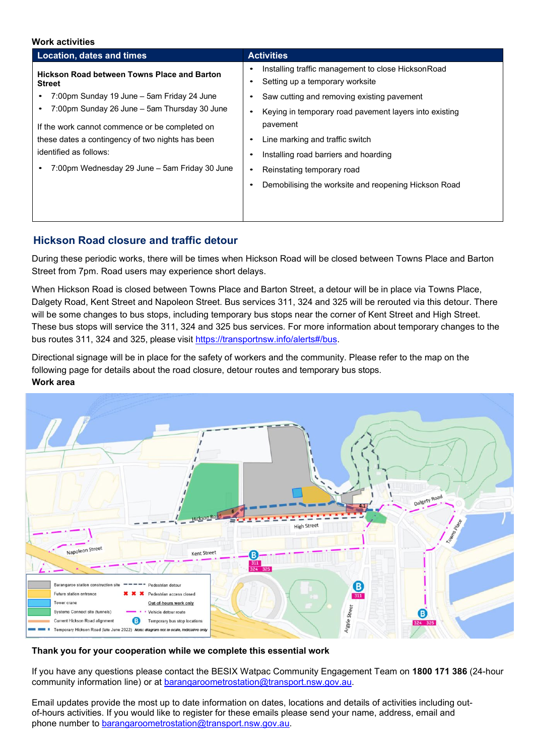**Work activities**

| Location, dates and times | Activities |
|---|---|
| **Hickson Road between Towns Place and Barton Street**<br>• 7:00pm Sunday 19 June – 5am Friday 24 June<br>• 7:00pm Sunday 26 June – 5am Thursday 30 June<br><br>If the work cannot commence or be completed on these dates a contingency of two nights has been identified as follows:<br>• 7:00pm Wednesday 29 June – 5am Friday 30 June | • Installing traffic management to close HicksonRoad<br>• Setting up a temporary worksite<br>• Saw cutting and removing existing pavement<br>• Keying in temporary road pavement layers into existing pavement<br>• Line marking and traffic switch<br>• Installing road barriers and hoarding<br>• Reinstating temporary road<br>• Demobilising the worksite and reopening Hickson Road |

## Hickson Road closure and traffic detour

During these periodic works, there will be times when Hickson Road will be closed between Towns Place and Barton Street from 7pm. Road users may experience short delays.

When Hickson Road is closed between Towns Place and Barton Street, a detour will be in place via Towns Place, Dalgety Road, Kent Street and Napoleon Street. Bus services 311, 324 and 325 will be rerouted via this detour. There will be some changes to bus stops, including temporary bus stops near the corner of Kent Street and High Street. These bus stops will service the 311, 324 and 325 bus services. For more information about temporary changes to the bus routes 311, 324 and 325, please visit https://transportnsw.info/alerts#/bus.

Directional signage will be in place for the safety of workers and the community. Please refer to the map on the following page for details about the road closure, detour routes and temporary bus stops.

**Work area**

Hickson Road
High Street
Dalgety Road
Towns Place
Napoleon Street
Kent Street
Argyle Street
311
324 325

Barangaroo station construction site
Future station entrance
Tower crane
Systems Connect site (tunnels)
Current Hickson Road alignment
Temporary Hickson Road (late June 2022)
Pedestrian detour
Pedestrian access closed
Out-of-hours work only
Vehicle detour route
Temporary bus stop locations
Note: diagram not to scale, indicative only

**Thank you for your cooperation while we complete this essential work**

If you have any questions please contact the BESIX Watpac Community Engagement Team on **1800 171 386** (24-hour community information line) or at barangaroometrostation@transport.nsw.gov.au.

Email updates provide the most up to date information on dates, locations and details of activities including out-of-hours activities. If you would like to register for these emails please send your name, address, email and phone number to barangaroometrostation@transport.nsw.gov.au.